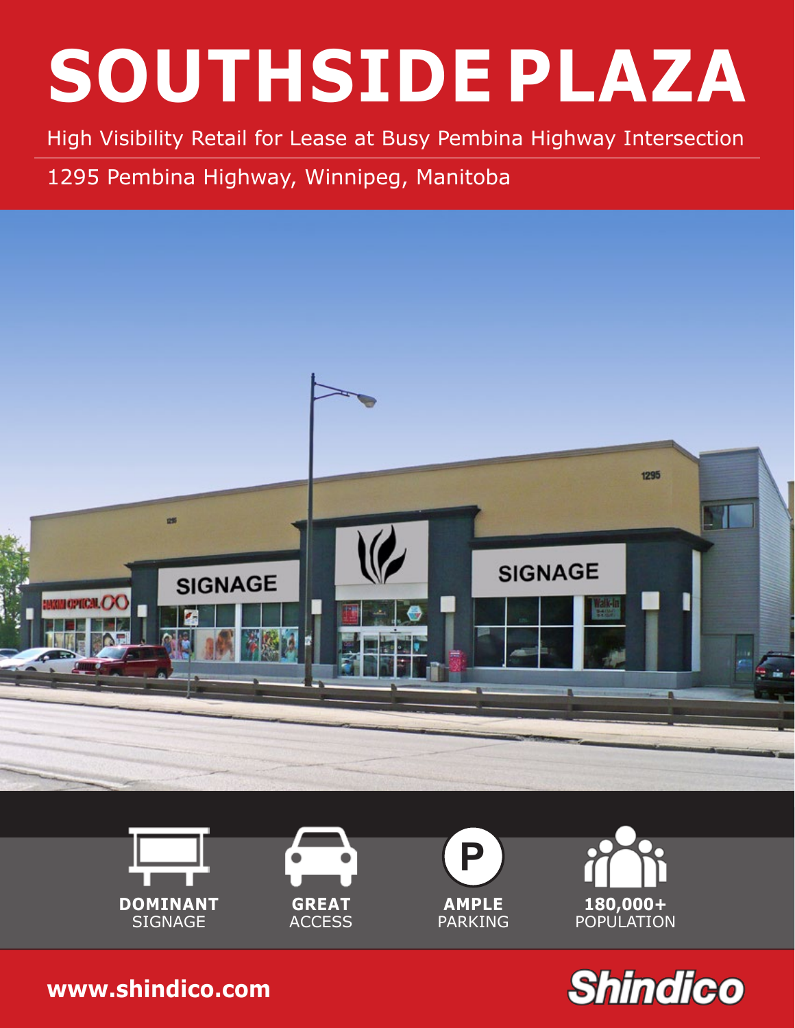# SOUTHSIDE PLAZA

High Visibility Retail for Lease at Busy Pembina Highway Intersection

1295 Pembina Highway, Winnipeg, Manitoba

**DOMINANT** SIGNAGE

**GREAT** ACCESS

**AMPLE** PARKING

**180,000+** POPULATION

**www.shindico.com**

Shindico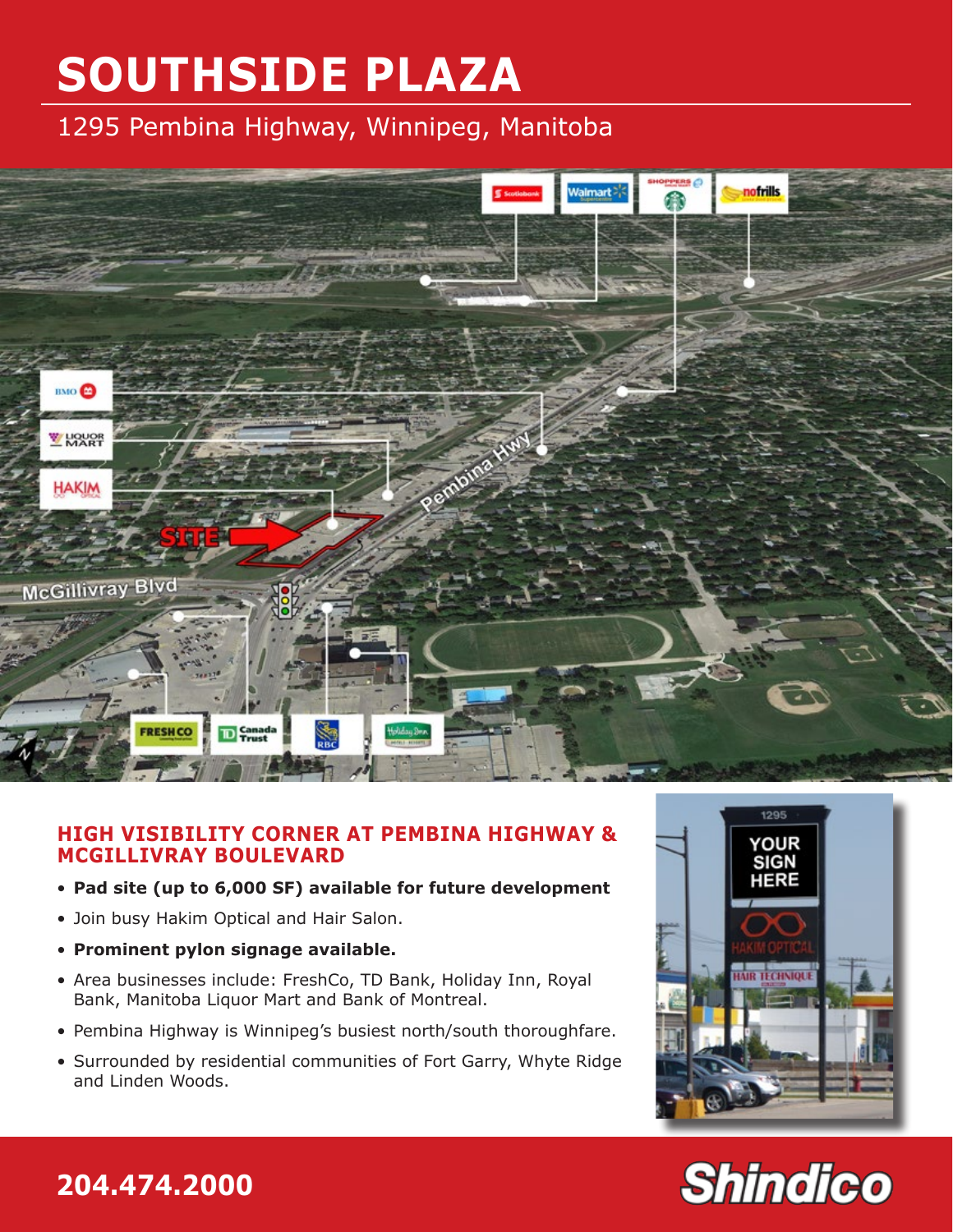# SOUTHSIDE PLAZA

1295 Pembina Highway, Winnipeg, Manitoba

## HIGH VISIBILITY CORNER AT PEMBINA HIGHWAY & MCGILLIVRAY BOULEVARD

- **Pad site (up to 6,000 SF) available for future development**
- Join busy Hakim Optical and Hair Salon.
- **Prominent pylon signage available.**
- Area businesses include: FreshCo, TD Bank, Holiday Inn, Royal Bank, Manitoba Liquor Mart and Bank of Montreal.
- Pembina Highway is Winnipeg's busiest north/south thoroughfare.
- Surrounded by residential communities of Fort Garry, Whyte Ridge and Linden Woods.

**204.474.2000**

Shindico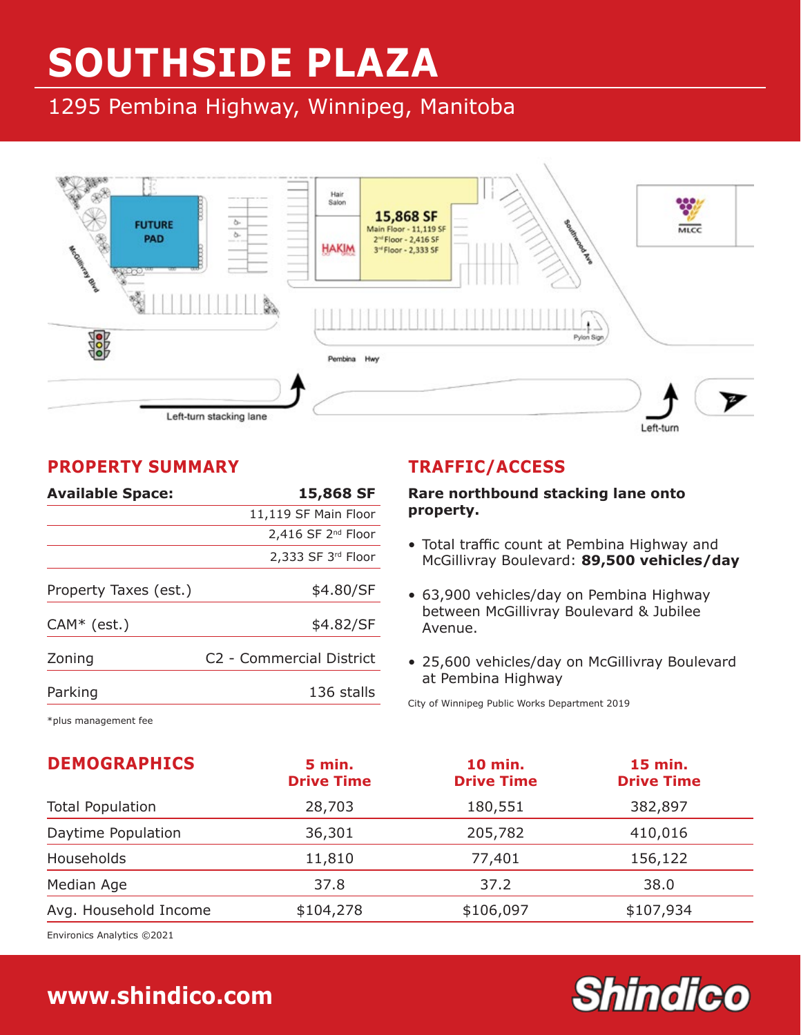# SOUTHSIDE PLAZA

## 1295 Pembina Highway, Winnipeg, Manitoba

## PROPERTY SUMMARY

| Available Space: | 15,868 SF |
|---|---|
| | 11,119 SF Main Floor |
| | 2,416 SF 2nd Floor |
| | 2,333 SF 3rd Floor |
| Property Taxes (est.) | $4.80/SF |
| CAM* (est.) | $4.82/SF |
| Zoning | C2 - Commercial District |
| Parking | 136 stalls |

*plus management fee

## TRAFFIC/ACCESS

**Rare northbound stacking lane onto property.**

- Total traffic count at Pembina Highway and McGillivray Boulevard: **89,500 vehicles/day**
- 63,900 vehicles/day on Pembina Highway between McGillivray Boulevard & Jubilee Avenue.
- 25,600 vehicles/day on McGillivray Boulevard at Pembina Highway

City of Winnipeg Public Works Department 2019

## DEMOGRAPHICS

| | 5 min. Drive Time | 10 min. Drive Time | 15 min. Drive Time |
|---|---|---|---|
| Total Population | 28,703 | 180,551 | 382,897 |
| Daytime Population | 36,301 | 205,782 | 410,016 |
| Households | 11,810 | 77,401 | 156,122 |
| Median Age | 37.8 | 37.2 | 38.0 |
| Avg. Household Income | $104,278 | $106,097 | $107,934 |

Environics Analytics ©2021

www.shindico.com

Shindico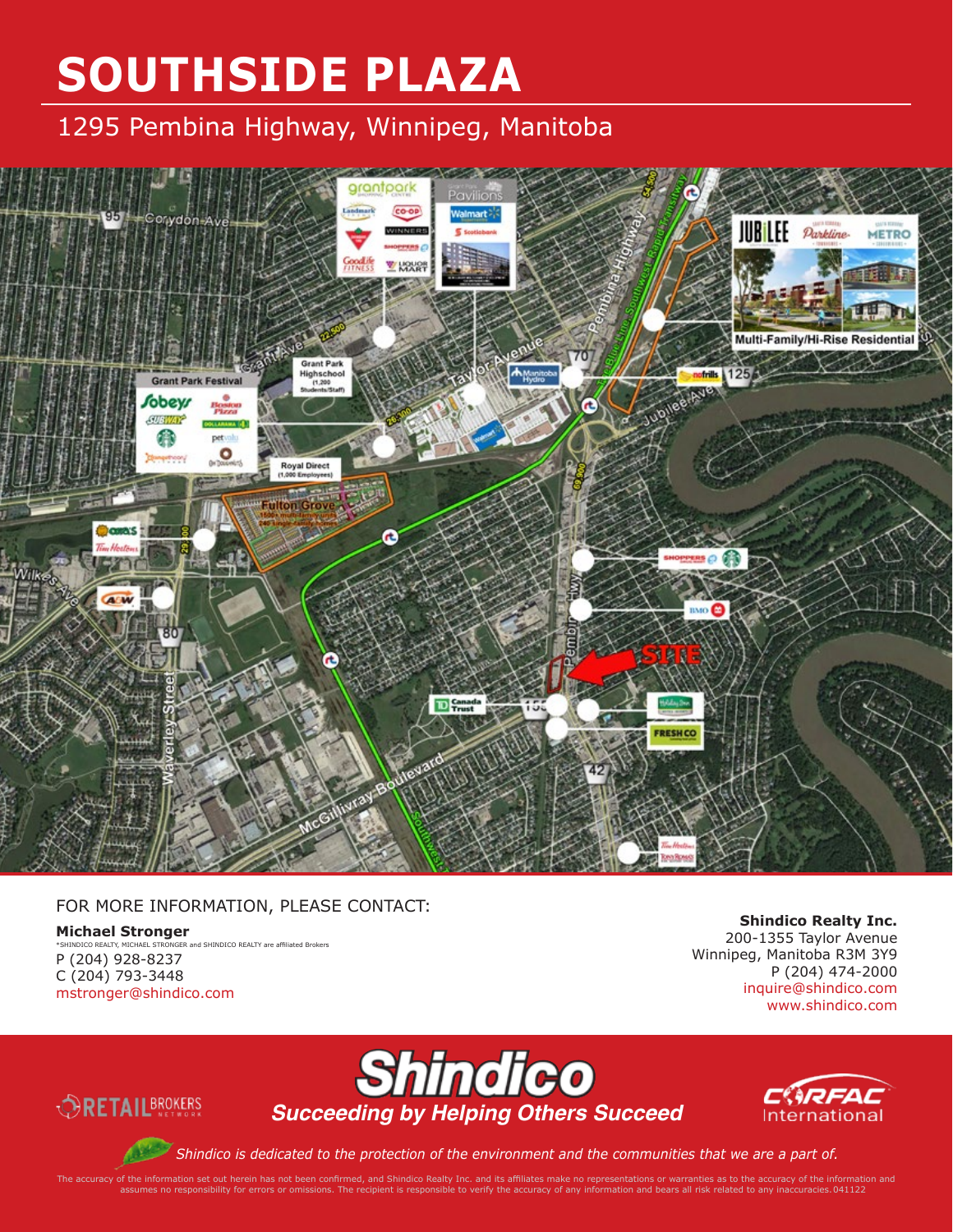# SOUTHSIDE PLAZA

## 1295 Pembina Highway, Winnipeg, Manitoba

FOR MORE INFORMATION, PLEASE CONTACT:

**Michael Stronger**
*SHINDICO REALTY, MICHAEL STRONGER and SHINDICO REALTY are affiliated Brokers
P (204) 928-8237
C (204) 793-3448
mstronger@shindico.com

**Shindico Realty Inc.**
200-1355 Taylor Avenue
Winnipeg, Manitoba R3M 3Y9
P (204) 474-2000
inquire@shindico.com
www.shindico.com

**Shindico**
*Succeeding by Helping Others Succeed*

*Shindico is dedicated to the protection of the environment and the communities that we are a part of.*

The accuracy of the information set out herein has not been confirmed, and Shindico Realty Inc. and its affiliates make no representations or warranties as to the accuracy of the information and assumes no responsibility for errors or omissions. The recipient is responsible to verify the accuracy of any information and bears all risk related to any inaccuracies. 041122